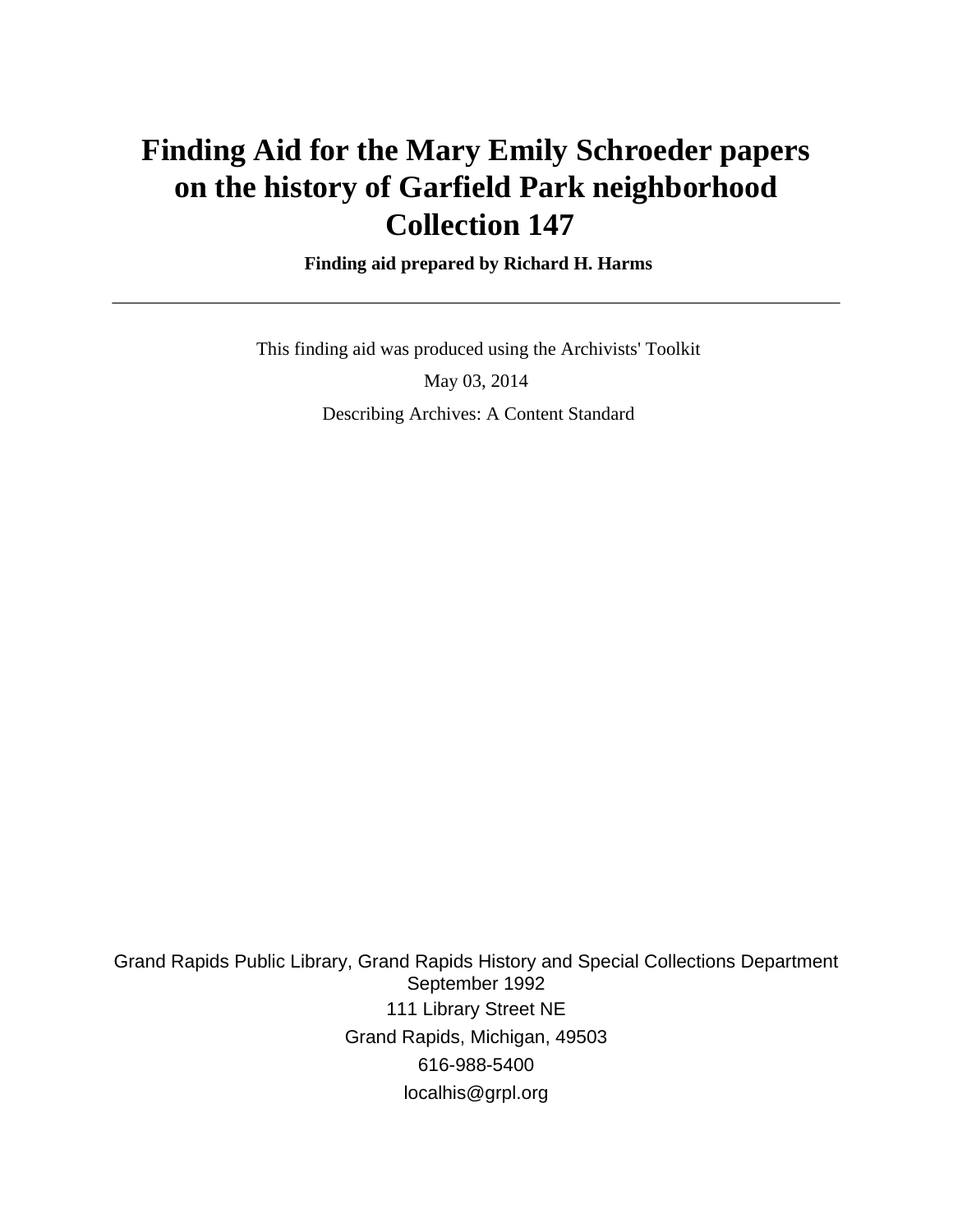# Finding Aid for the Mary Emily Schroeder papers on the history of Garfield Park neighborhood Collection 147

**Finding aid prepared by Richard H. Harms**

---

This finding aid was produced using the Archivists' Toolkit

May 03, 2014

Describing Archives: A Content Standard

Grand Rapids Public Library, Grand Rapids History and Special Collections Department
September 1992
111 Library Street NE
Grand Rapids, Michigan, 49503
616-988-5400
localhis@grpl.org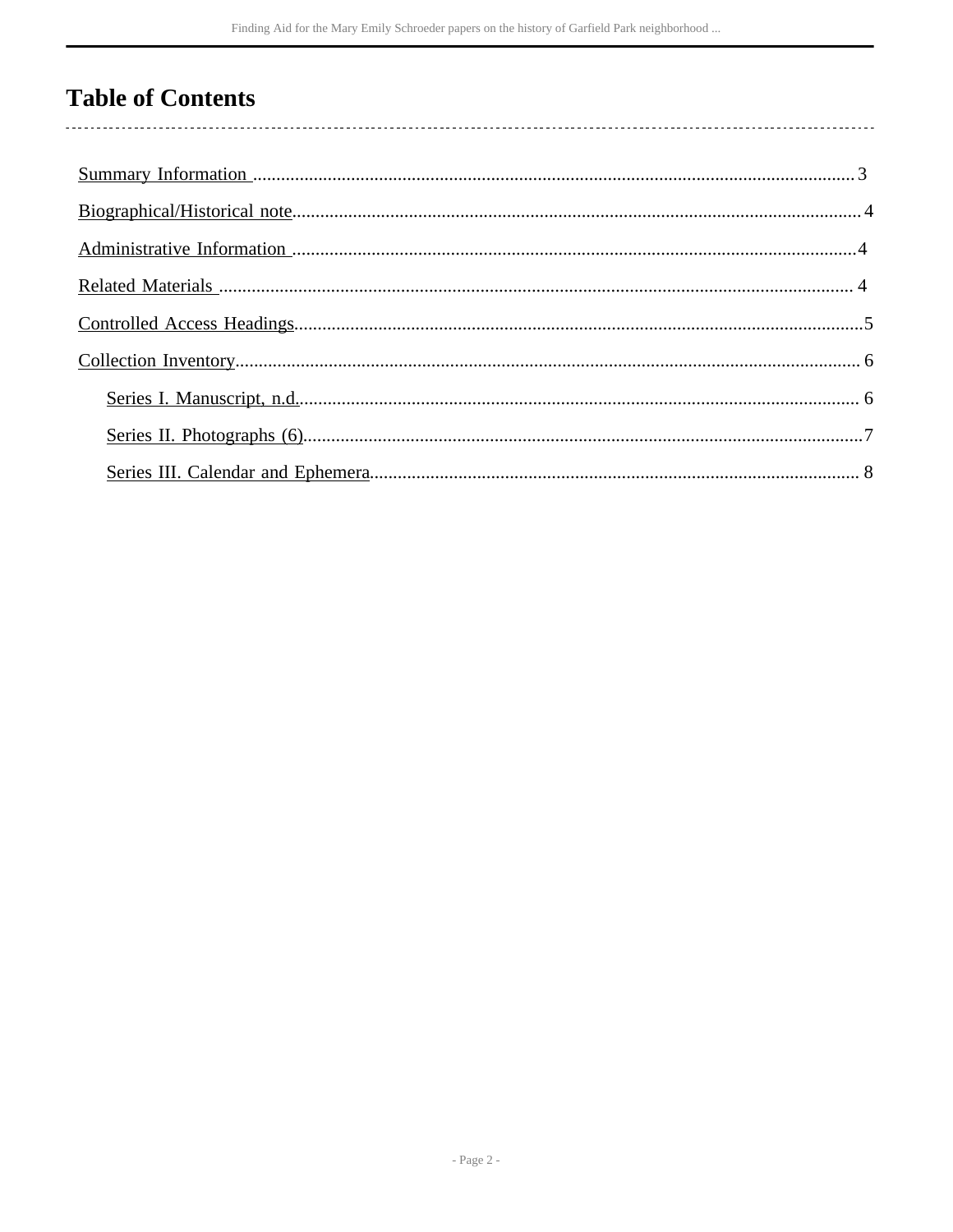# Table of Contents

Summary Information ........ 3

Biographical/Historical note ........ 4

Administrative Information ........ 4

Related Materials ........ 4

Controlled Access Headings ........ 5

Collection Inventory ........ 6

- Series I. Manuscript, n.d. ........ 6
- Series II. Photographs (6) ........ 7
- Series III. Calendar and Ephemera ........ 8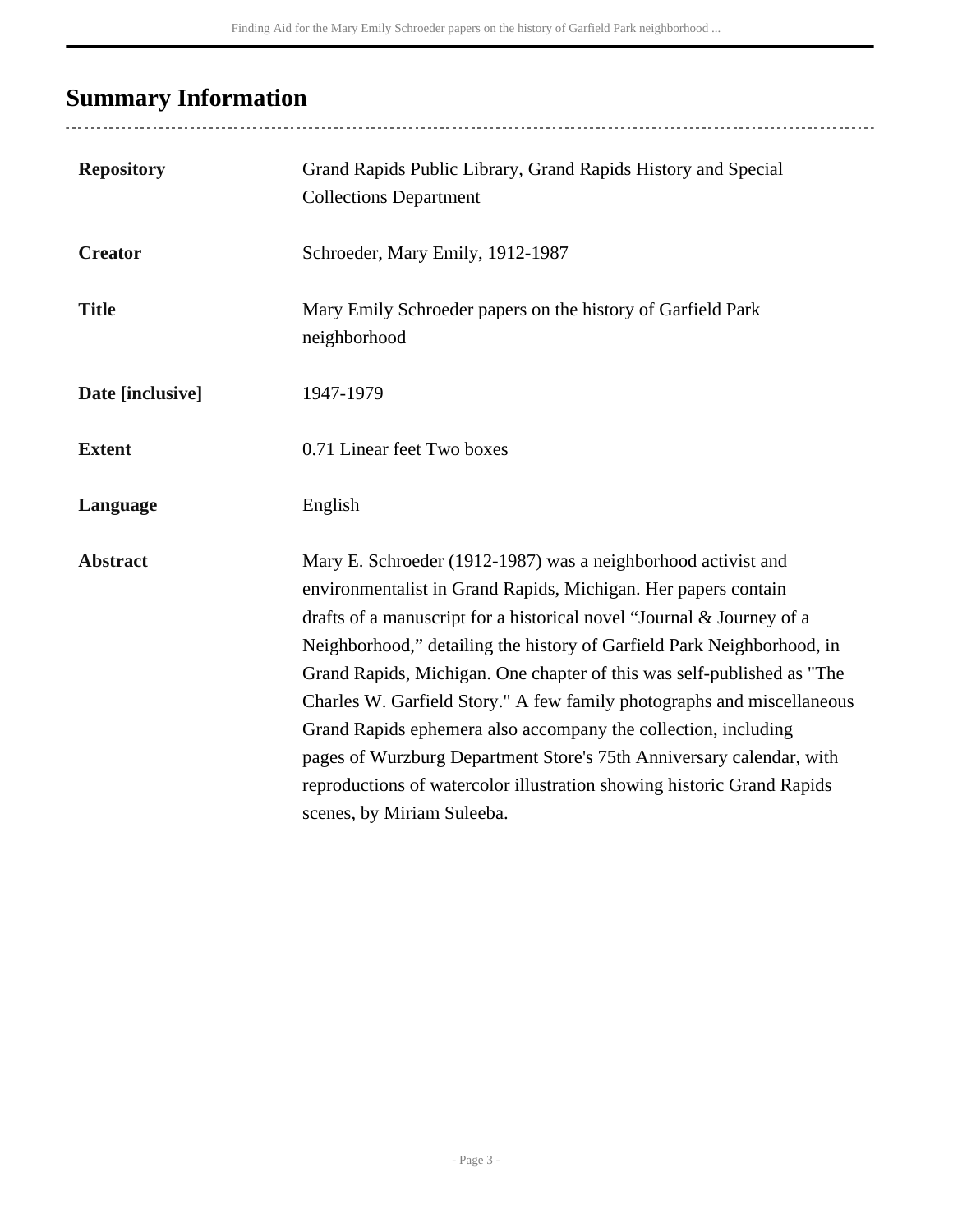## Summary Information

| | |
|---|---|
| **Repository** | Grand Rapids Public Library, Grand Rapids History and Special Collections Department |
| **Creator** | Schroeder, Mary Emily, 1912-1987 |
| **Title** | Mary Emily Schroeder papers on the history of Garfield Park neighborhood |
| **Date [inclusive]** | 1947-1979 |
| **Extent** | 0.71 Linear feet Two boxes |
| **Language** | English |
| **Abstract** | Mary E. Schroeder (1912-1987) was a neighborhood activist and environmentalist in Grand Rapids, Michigan. Her papers contain drafts of a manuscript for a historical novel "Journal & Journey of a Neighborhood," detailing the history of Garfield Park Neighborhood, in Grand Rapids, Michigan. One chapter of this was self-published as "The Charles W. Garfield Story." A few family photographs and miscellaneous Grand Rapids ephemera also accompany the collection, including pages of Wurzburg Department Store's 75th Anniversary calendar, with reproductions of watercolor illustration showing historic Grand Rapids scenes, by Miriam Suleeba. |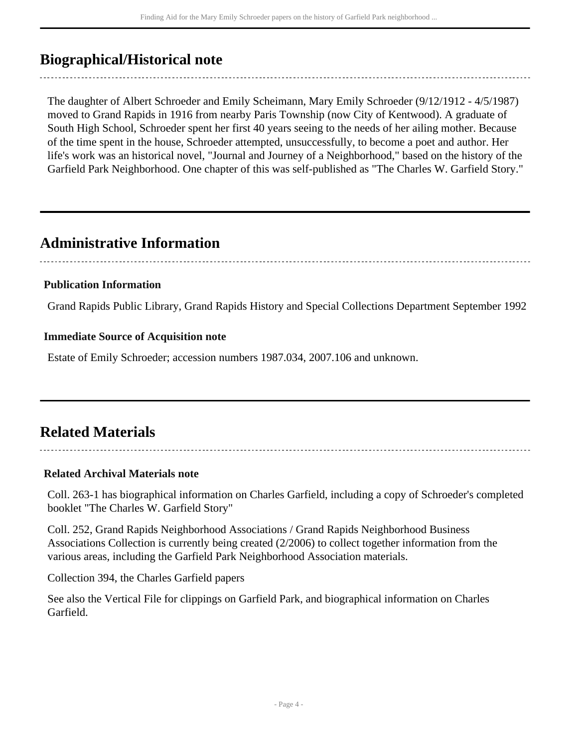## Biographical/Historical note

The daughter of Albert Schroeder and Emily Scheimann, Mary Emily Schroeder (9/12/1912 - 4/5/1987) moved to Grand Rapids in 1916 from nearby Paris Township (now City of Kentwood). A graduate of South High School, Schroeder spent her first 40 years seeing to the needs of her ailing mother. Because of the time spent in the house, Schroeder attempted, unsuccessfully, to become a poet and author. Her life's work was an historical novel, "Journal and Journey of a Neighborhood," based on the history of the Garfield Park Neighborhood. One chapter of this was self-published as "The Charles W. Garfield Story."

## Administrative Information

### Publication Information

Grand Rapids Public Library, Grand Rapids History and Special Collections Department September 1992

### Immediate Source of Acquisition note

Estate of Emily Schroeder; accession numbers 1987.034, 2007.106 and unknown.

## Related Materials

### Related Archival Materials note

Coll. 263-1 has biographical information on Charles Garfield, including a copy of Schroeder's completed booklet "The Charles W. Garfield Story"

Coll. 252, Grand Rapids Neighborhood Associations / Grand Rapids Neighborhood Business Associations Collection is currently being created (2/2006) to collect together information from the various areas, including the Garfield Park Neighborhood Association materials.

Collection 394, the Charles Garfield papers

See also the Vertical File for clippings on Garfield Park, and biographical information on Charles Garfield.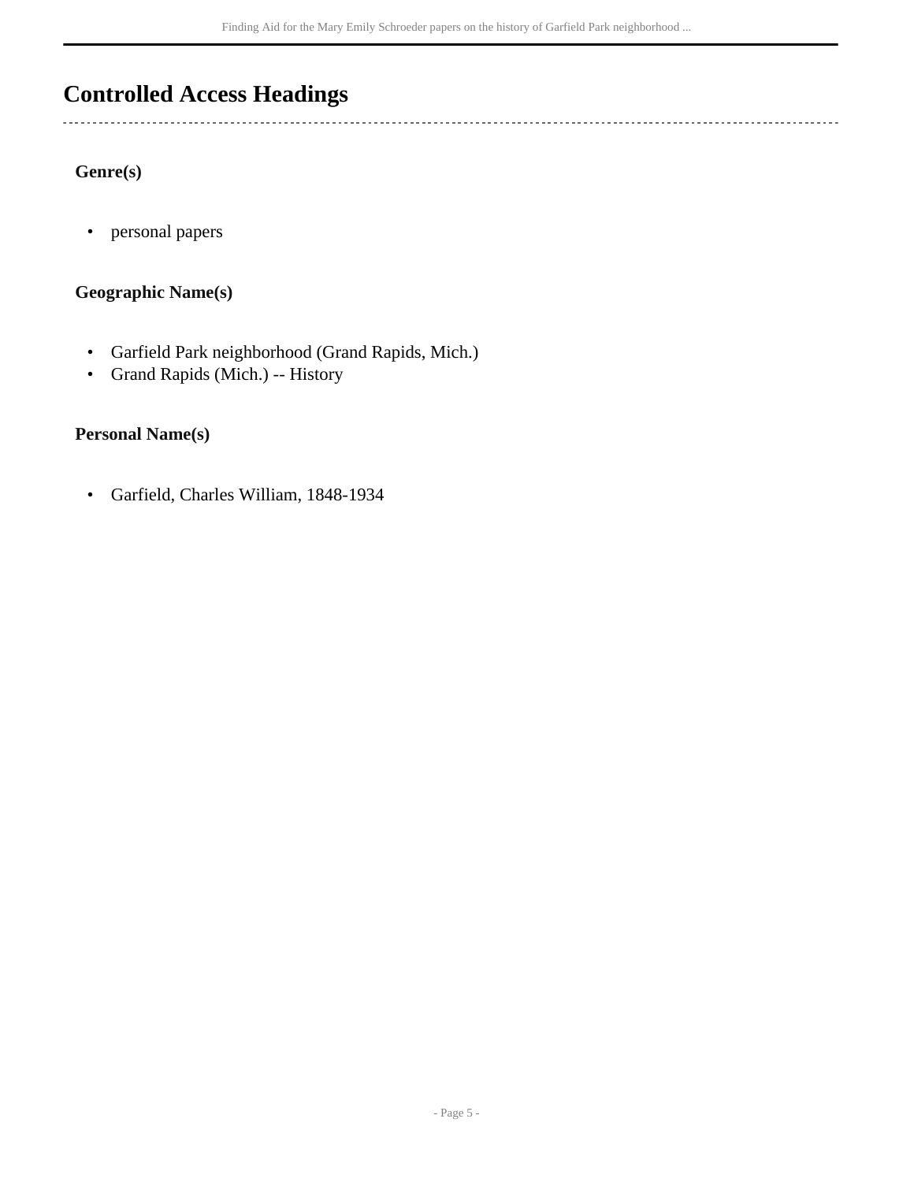## Controlled Access Headings

### Genre(s)

- personal papers

### Geographic Name(s)

- Garfield Park neighborhood (Grand Rapids, Mich.)
- Grand Rapids (Mich.) -- History

### Personal Name(s)

- Garfield, Charles William, 1848-1934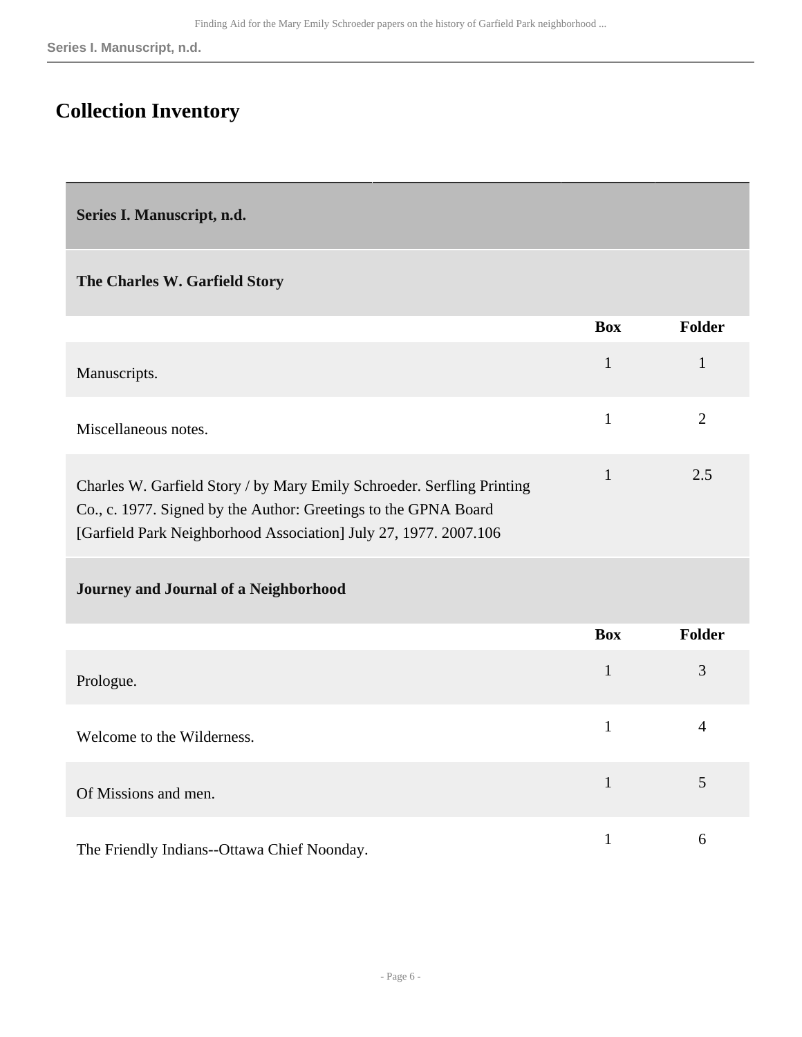## Collection Inventory

| Series I. Manuscript, n.d. | | |
|---|---|---|
| **The Charles W. Garfield Story** | | |
| | **Box** | **Folder** |
| Manuscripts. | 1 | 1 |
| Miscellaneous notes. | 1 | 2 |
| Charles W. Garfield Story / by Mary Emily Schroeder. Serfling Printing Co., c. 1977. Signed by the Author: Greetings to the GPNA Board [Garfield Park Neighborhood Association] July 27, 1977. 2007.106 | 1 | 2.5 |
| **Journey and Journal of a Neighborhood** | | |
| | **Box** | **Folder** |
| Prologue. | 1 | 3 |
| Welcome to the Wilderness. | 1 | 4 |
| Of Missions and men. | 1 | 5 |
| The Friendly Indians--Ottawa Chief Noonday. | 1 | 6 |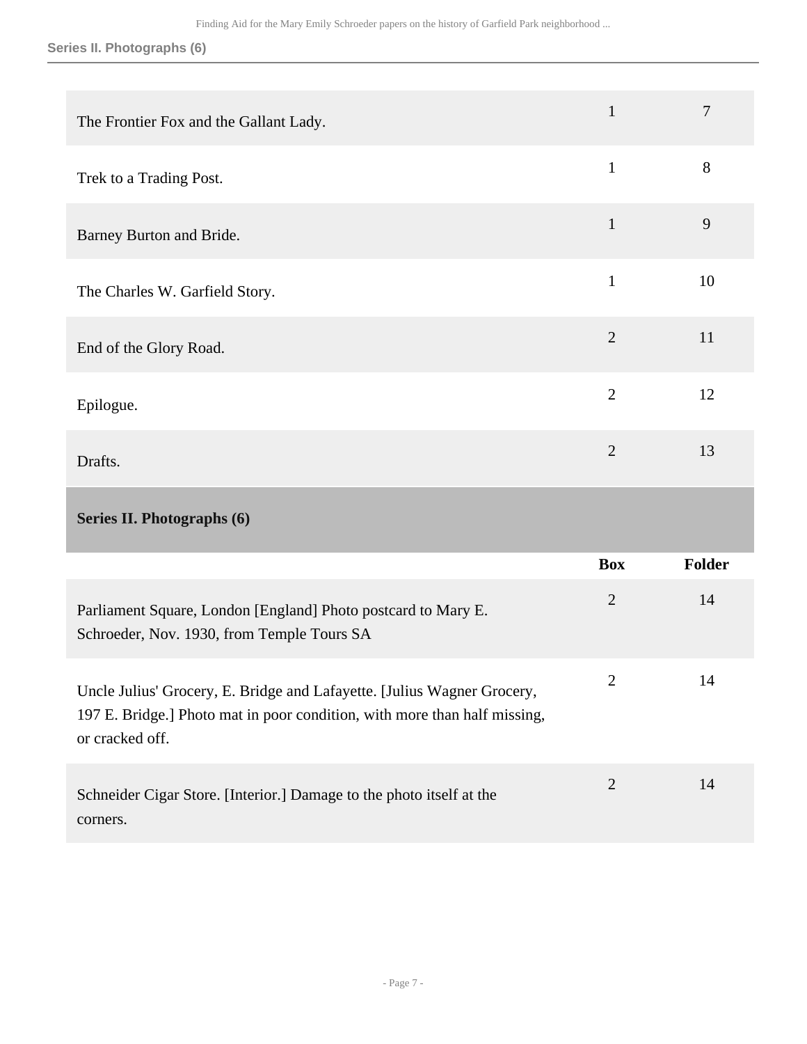| | | |
|---|---|---|
| The Frontier Fox and the Gallant Lady. | 1 | 7 |
| Trek to a Trading Post. | 1 | 8 |
| Barney Burton and Bride. | 1 | 9 |
| The Charles W. Garfield Story. | 1 | 10 |
| End of the Glory Road. | 2 | 11 |
| Epilogue. | 2 | 12 |
| Drafts. | 2 | 13 |

## Series II. Photographs (6)

| | Box | Folder |
|---|---|---|
| Parliament Square, London [England] Photo postcard to Mary E. Schroeder, Nov. 1930, from Temple Tours SA | 2 | 14 |
| Uncle Julius' Grocery, E. Bridge and Lafayette. [Julius Wagner Grocery, 197 E. Bridge.] Photo mat in poor condition, with more than half missing, or cracked off. | 2 | 14 |
| Schneider Cigar Store. [Interior.] Damage to the photo itself at the corners. | 2 | 14 |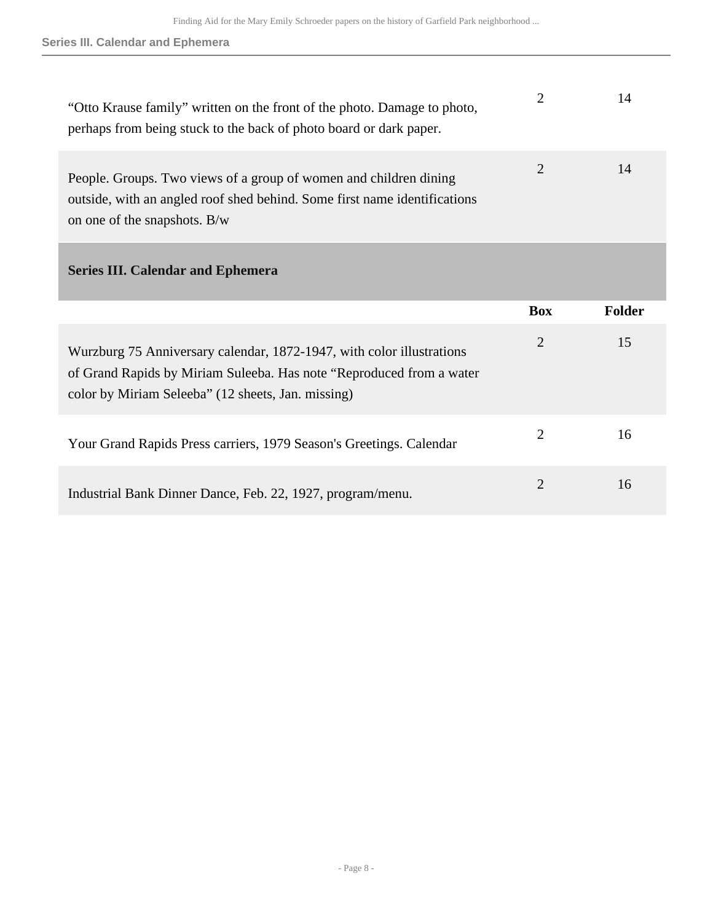| | Box | Folder |
|---|---|---|
| “Otto Krause family” written on the front of the photo. Damage to photo, perhaps from being stuck to the back of photo board or dark paper. | 2 | 14 |
| People. Groups. Two views of a group of women and children dining outside, with an angled roof shed behind. Some first name identifications on one of the snapshots. B/w | 2 | 14 |

## Series III. Calendar and Ephemera

| | Box | Folder |
|---|---|---|
| Wurzburg 75 Anniversary calendar, 1872-1947, with color illustrations of Grand Rapids by Miriam Suleeba. Has note “Reproduced from a water color by Miriam Seleeba” (12 sheets, Jan. missing) | 2 | 15 |
| Your Grand Rapids Press carriers, 1979 Season's Greetings. Calendar | 2 | 16 |
| Industrial Bank Dinner Dance, Feb. 22, 1927, program/menu. | 2 | 16 |